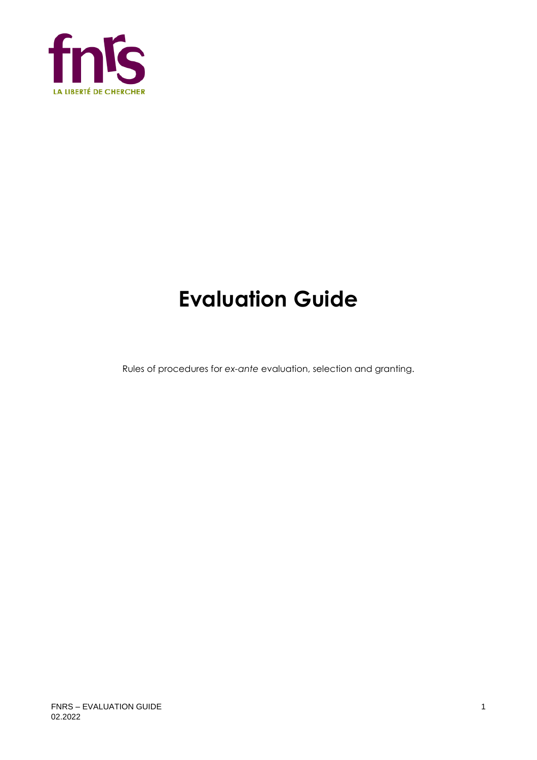fnrs

LA LIBERTÉ DE CHERCHER

# Evaluation Guide

Rules of procedures for *ex-ante* evaluation, selection and granting.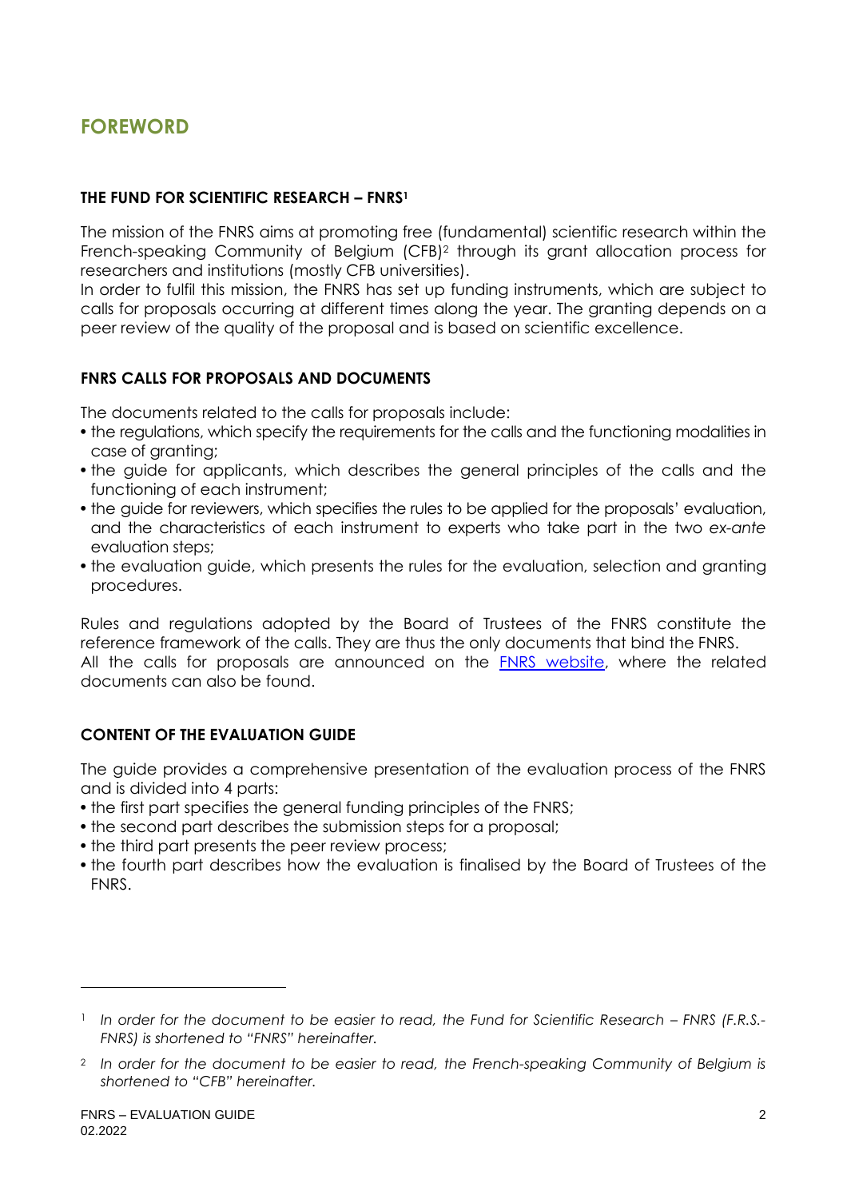# FOREWORD

## THE FUND FOR SCIENTIFIC RESEARCH – FNRS[1]

The mission of the FNRS aims at promoting free (fundamental) scientific research within the French-speaking Community of Belgium (CFB)[2] through its grant allocation process for researchers and institutions (mostly CFB universities).

In order to fulfil this mission, the FNRS has set up funding instruments, which are subject to calls for proposals occurring at different times along the year. The granting depends on a peer review of the quality of the proposal and is based on scientific excellence.

## FNRS CALLS FOR PROPOSALS AND DOCUMENTS

The documents related to the calls for proposals include:

- the regulations, which specify the requirements for the calls and the functioning modalities in case of granting;
- the guide for applicants, which describes the general principles of the calls and the functioning of each instrument;
- the guide for reviewers, which specifies the rules to be applied for the proposals' evaluation, and the characteristics of each instrument to experts who take part in the two *ex-ante* evaluation steps;
- the evaluation guide, which presents the rules for the evaluation, selection and granting procedures.

Rules and regulations adopted by the Board of Trustees of the FNRS constitute the reference framework of the calls. They are thus the only documents that bind the FNRS.
All the calls for proposals are announced on the FNRS website, where the related documents can also be found.

## CONTENT OF THE EVALUATION GUIDE

The guide provides a comprehensive presentation of the evaluation process of the FNRS and is divided into 4 parts:

- the first part specifies the general funding principles of the FNRS;
- the second part describes the submission steps for a proposal;
- the third part presents the peer review process;
- the fourth part describes how the evaluation is finalised by the Board of Trustees of the FNRS.

---

[1] *In order for the document to be easier to read, the Fund for Scientific Research – FNRS (F.R.S.-FNRS) is shortened to "FNRS" hereinafter.*

[2] *In order for the document to be easier to read, the French-speaking Community of Belgium is shortened to "CFB" hereinafter.*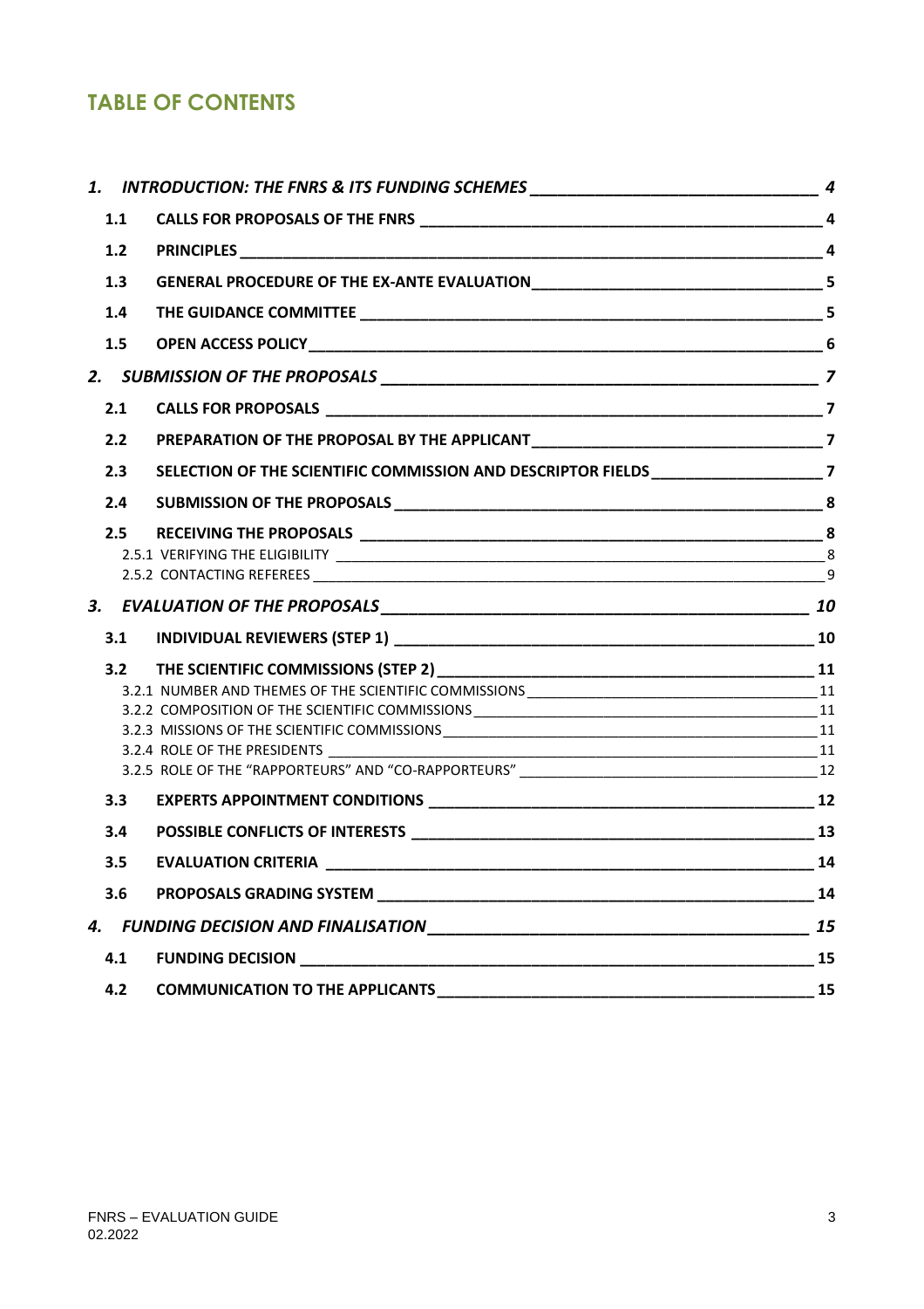## TABLE OF CONTENTS

*1. INTRODUCTION: THE FNRS & ITS FUNDING SCHEMES* — *4*

- **1.1 CALLS FOR PROPOSALS OF THE FNRS** — **4**
- **1.2 PRINCIPLES** — **4**
- **1.3 GENERAL PROCEDURE OF THE EX-ANTE EVALUATION** — **5**
- **1.4 THE GUIDANCE COMMITTEE** — **5**
- **1.5 OPEN ACCESS POLICY** — **6**

*2. SUBMISSION OF THE PROPOSALS* — *7*

- **2.1 CALLS FOR PROPOSALS** — **7**
- **2.2 PREPARATION OF THE PROPOSAL BY THE APPLICANT** — **7**
- **2.3 SELECTION OF THE SCIENTIFIC COMMISSION AND DESCRIPTOR FIELDS** — **7**
- **2.4 SUBMISSION OF THE PROPOSALS** — **8**
- **2.5 RECEIVING THE PROPOSALS** — **8**
  - 2.5.1 VERIFYING THE ELIGIBILITY — 8
  - 2.5.2 CONTACTING REFEREES — 9

*3. EVALUATION OF THE PROPOSALS* — *10*

- **3.1 INDIVIDUAL REVIEWERS (STEP 1)** — **10**
- **3.2 THE SCIENTIFIC COMMISSIONS (STEP 2)** — **11**
  - 3.2.1 NUMBER AND THEMES OF THE SCIENTIFIC COMMISSIONS — 11
  - 3.2.2 COMPOSITION OF THE SCIENTIFIC COMMISSIONS — 11
  - 3.2.3 MISSIONS OF THE SCIENTIFIC COMMISSIONS — 11
  - 3.2.4 ROLE OF THE PRESIDENTS — 11
  - 3.2.5 ROLE OF THE "RAPPORTEURS" AND "CO-RAPPORTEURS" — 12
- **3.3 EXPERTS APPOINTMENT CONDITIONS** — **12**
- **3.4 POSSIBLE CONFLICTS OF INTERESTS** — **13**
- **3.5 EVALUATION CRITERIA** — **14**
- **3.6 PROPOSALS GRADING SYSTEM** — **14**

*4. FUNDING DECISION AND FINALISATION* — *15*

- **4.1 FUNDING DECISION** — **15**
- **4.2 COMMUNICATION TO THE APPLICANTS** — **15**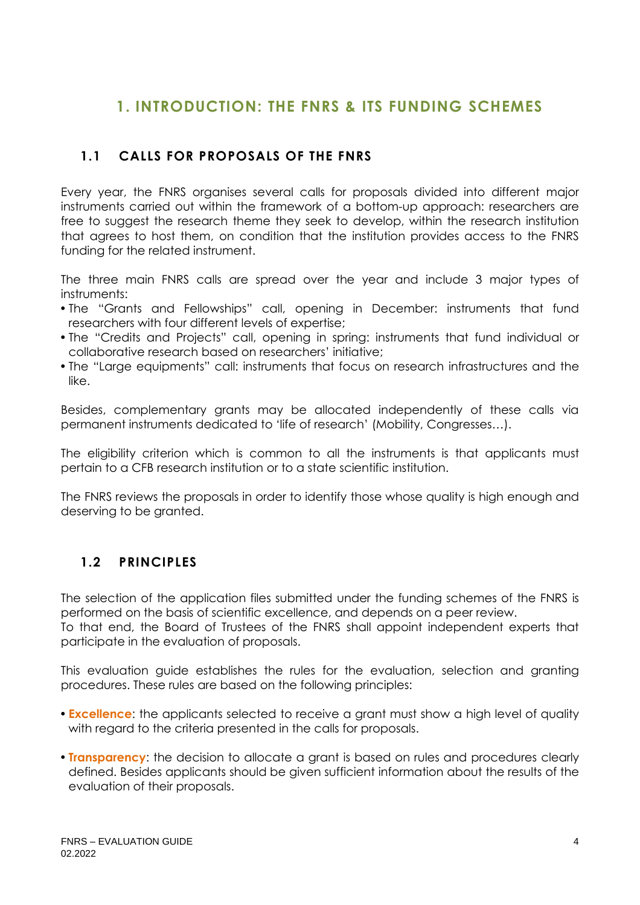# 1. INTRODUCTION: THE FNRS & ITS FUNDING SCHEMES

## 1.1 CALLS FOR PROPOSALS OF THE FNRS

Every year, the FNRS organises several calls for proposals divided into different major instruments carried out within the framework of a bottom-up approach: researchers are free to suggest the research theme they seek to develop, within the research institution that agrees to host them, on condition that the institution provides access to the FNRS funding for the related instrument.

The three main FNRS calls are spread over the year and include 3 major types of instruments:

- The "Grants and Fellowships" call, opening in December: instruments that fund researchers with four different levels of expertise;
- The "Credits and Projects" call, opening in spring: instruments that fund individual or collaborative research based on researchers' initiative;
- The "Large equipments" call: instruments that focus on research infrastructures and the like.

Besides, complementary grants may be allocated independently of these calls via permanent instruments dedicated to 'life of research' (Mobility, Congresses…).

The eligibility criterion which is common to all the instruments is that applicants must pertain to a CFB research institution or to a state scientific institution.

The FNRS reviews the proposals in order to identify those whose quality is high enough and deserving to be granted.

## 1.2 PRINCIPLES

The selection of the application files submitted under the funding schemes of the FNRS is performed on the basis of scientific excellence, and depends on a peer review.
To that end, the Board of Trustees of the FNRS shall appoint independent experts that participate in the evaluation of proposals.

This evaluation guide establishes the rules for the evaluation, selection and granting procedures. These rules are based on the following principles:

- **Excellence**: the applicants selected to receive a grant must show a high level of quality with regard to the criteria presented in the calls for proposals.
- **Transparency**: the decision to allocate a grant is based on rules and procedures clearly defined. Besides applicants should be given sufficient information about the results of the evaluation of their proposals.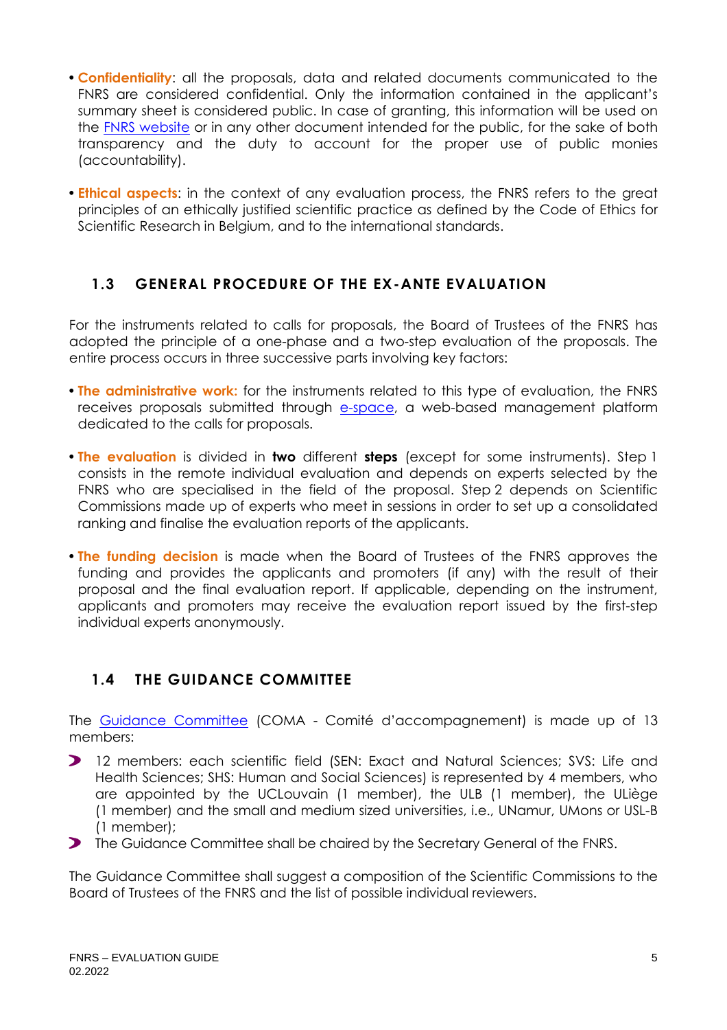- **Confidentiality**: all the proposals, data and related documents communicated to the FNRS are considered confidential. Only the information contained in the applicant's summary sheet is considered public. In case of granting, this information will be used on the [FNRS website](#) or in any other document intended for the public, for the sake of both transparency and the duty to account for the proper use of public monies (accountability).
- **Ethical aspects**: in the context of any evaluation process, the FNRS refers to the great principles of an ethically justified scientific practice as defined by the Code of Ethics for Scientific Research in Belgium, and to the international standards.

## 1.3 GENERAL PROCEDURE OF THE EX-ANTE EVALUATION

For the instruments related to calls for proposals, the Board of Trustees of the FNRS has adopted the principle of a one-phase and a two-step evaluation of the proposals. The entire process occurs in three successive parts involving key factors:

- **The administrative work:** for the instruments related to this type of evaluation, the FNRS receives proposals submitted through [e-space](#), a web-based management platform dedicated to the calls for proposals.
- **The evaluation** is divided in **two** different **steps** (except for some instruments). Step 1 consists in the remote individual evaluation and depends on experts selected by the FNRS who are specialised in the field of the proposal. Step 2 depends on Scientific Commissions made up of experts who meet in sessions in order to set up a consolidated ranking and finalise the evaluation reports of the applicants.
- **The funding decision** is made when the Board of Trustees of the FNRS approves the funding and provides the applicants and promoters (if any) with the result of their proposal and the final evaluation report. If applicable, depending on the instrument, applicants and promoters may receive the evaluation report issued by the first-step individual experts anonymously.

## 1.4 THE GUIDANCE COMMITTEE

The [Guidance Committee](#) (COMA - Comité d'accompagnement) is made up of 13 members:

- 12 members: each scientific field (SEN: Exact and Natural Sciences; SVS: Life and Health Sciences; SHS: Human and Social Sciences) is represented by 4 members, who are appointed by the UCLouvain (1 member), the ULB (1 member), the ULiège (1 member) and the small and medium sized universities, i.e., UNamur, UMons or USL-B (1 member);
- The Guidance Committee shall be chaired by the Secretary General of the FNRS.

The Guidance Committee shall suggest a composition of the Scientific Commissions to the Board of Trustees of the FNRS and the list of possible individual reviewers.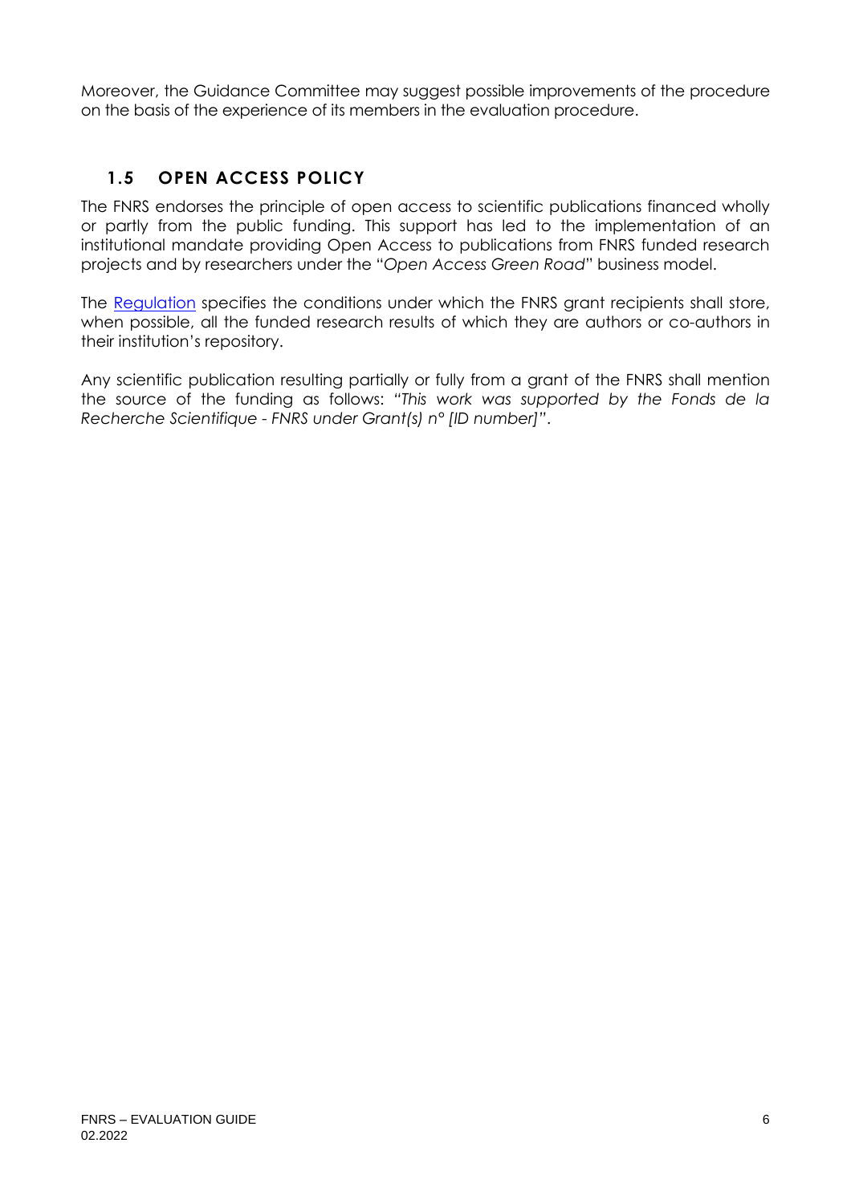Moreover, the Guidance Committee may suggest possible improvements of the procedure on the basis of the experience of its members in the evaluation procedure.

## 1.5 OPEN ACCESS POLICY

The FNRS endorses the principle of open access to scientific publications financed wholly or partly from the public funding. This support has led to the implementation of an institutional mandate providing Open Access to publications from FNRS funded research projects and by researchers under the "*Open Access Green Road*" business model.

The Regulation specifies the conditions under which the FNRS grant recipients shall store, when possible, all the funded research results of which they are authors or co-authors in their institution's repository.

Any scientific publication resulting partially or fully from a grant of the FNRS shall mention the source of the funding as follows: *"This work was supported by the Fonds de la Recherche Scientifique - FNRS under Grant(s) n° [ID number]"*.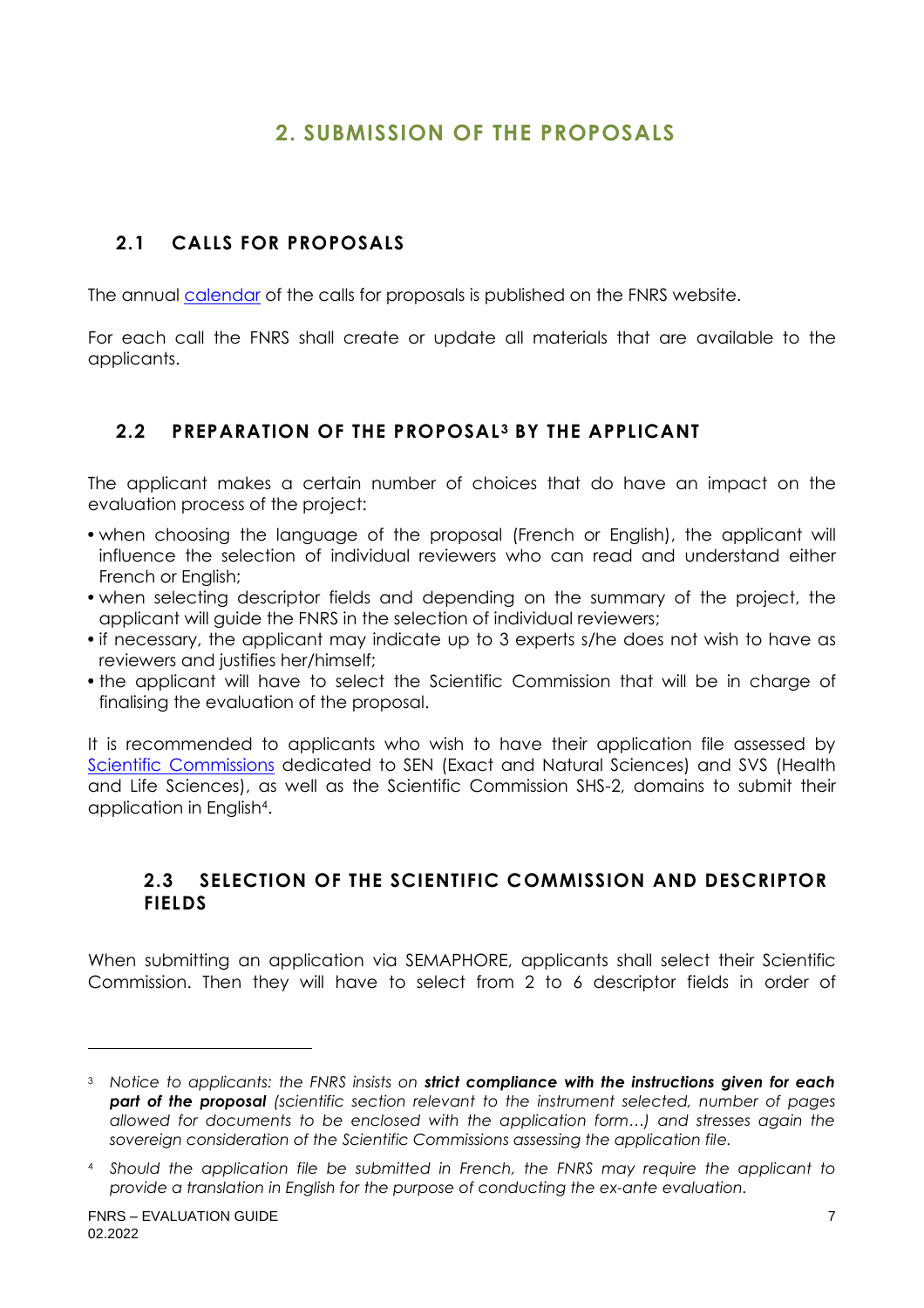# 2. SUBMISSION OF THE PROPOSALS

## 2.1 CALLS FOR PROPOSALS

The annual calendar of the calls for proposals is published on the FNRS website.

For each call the FNRS shall create or update all materials that are available to the applicants.

## 2.2 PREPARATION OF THE PROPOSAL[3] BY THE APPLICANT

The applicant makes a certain number of choices that do have an impact on the evaluation process of the project:

- when choosing the language of the proposal (French or English), the applicant will influence the selection of individual reviewers who can read and understand either French or English;
- when selecting descriptor fields and depending on the summary of the project, the applicant will guide the FNRS in the selection of individual reviewers;
- if necessary, the applicant may indicate up to 3 experts s/he does not wish to have as reviewers and justifies her/himself;
- the applicant will have to select the Scientific Commission that will be in charge of finalising the evaluation of the proposal.

It is recommended to applicants who wish to have their application file assessed by Scientific Commissions dedicated to SEN (Exact and Natural Sciences) and SVS (Health and Life Sciences), as well as the Scientific Commission SHS-2, domains to submit their application in English[4].

## 2.3 SELECTION OF THE SCIENTIFIC COMMISSION AND DESCRIPTOR FIELDS

When submitting an application via SEMAPHORE, applicants shall select their Scientific Commission. Then they will have to select from 2 to 6 descriptor fields in order of

---

[3] *Notice to applicants: the FNRS insists on **strict compliance with the instructions given for each part of the proposal** (scientific section relevant to the instrument selected, number of pages allowed for documents to be enclosed with the application form…) and stresses again the sovereign consideration of the Scientific Commissions assessing the application file.*

[4] *Should the application file be submitted in French, the FNRS may require the applicant to provide a translation in English for the purpose of conducting the ex-ante evaluation.*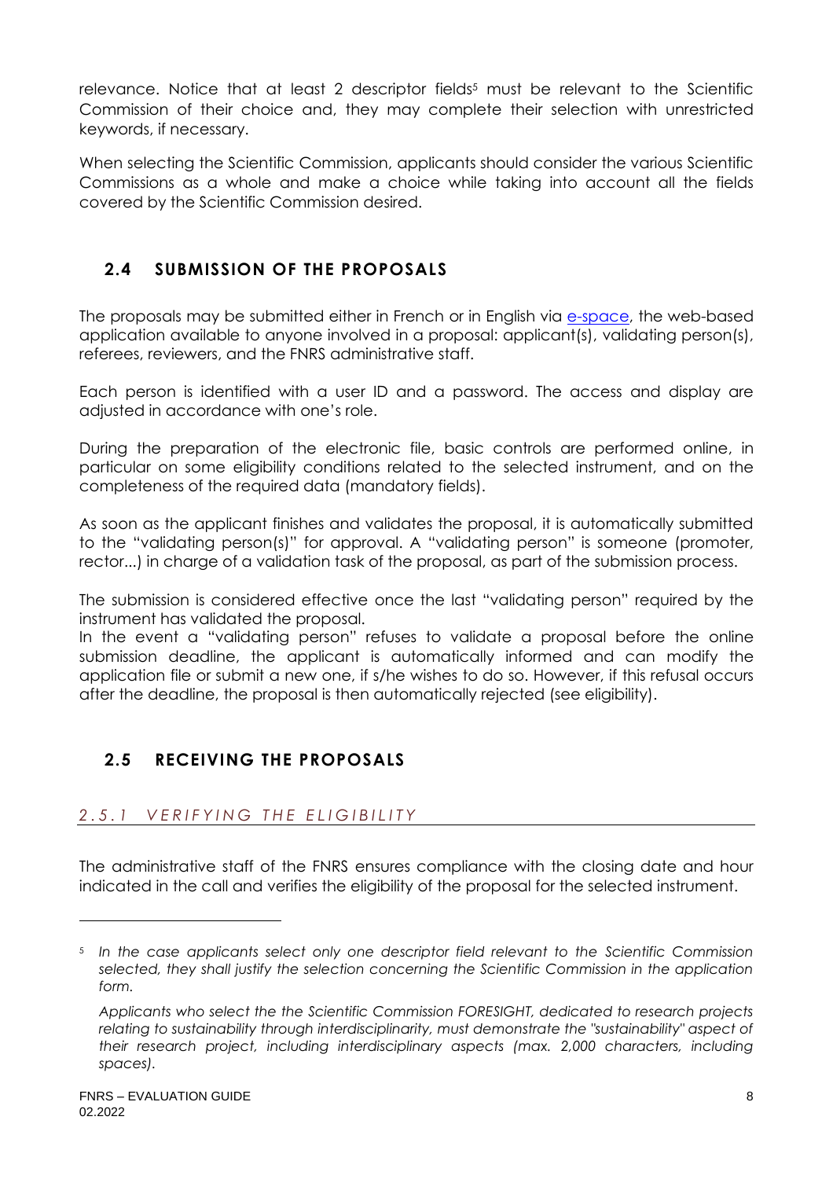relevance. Notice that at least 2 descriptor fields[5] must be relevant to the Scientific Commission of their choice and, they may complete their selection with unrestricted keywords, if necessary.

When selecting the Scientific Commission, applicants should consider the various Scientific Commissions as a whole and make a choice while taking into account all the fields covered by the Scientific Commission desired.

## 2.4 SUBMISSION OF THE PROPOSALS

The proposals may be submitted either in French or in English via e-space, the web-based application available to anyone involved in a proposal: applicant(s), validating person(s), referees, reviewers, and the FNRS administrative staff.

Each person is identified with a user ID and a password. The access and display are adjusted in accordance with one's role.

During the preparation of the electronic file, basic controls are performed online, in particular on some eligibility conditions related to the selected instrument, and on the completeness of the required data (mandatory fields).

As soon as the applicant finishes and validates the proposal, it is automatically submitted to the "validating person(s)" for approval. A "validating person" is someone (promoter, rector...) in charge of a validation task of the proposal, as part of the submission process.

The submission is considered effective once the last "validating person" required by the instrument has validated the proposal.
In the event a "validating person" refuses to validate a proposal before the online submission deadline, the applicant is automatically informed and can modify the application file or submit a new one, if s/he wishes to do so. However, if this refusal occurs after the deadline, the proposal is then automatically rejected (see eligibility).

## 2.5 RECEIVING THE PROPOSALS

### *2.5.1 VERIFYING THE ELIGIBILITY*

The administrative staff of the FNRS ensures compliance with the closing date and hour indicated in the call and verifies the eligibility of the proposal for the selected instrument.

---

[5] *In the case applicants select only one descriptor field relevant to the Scientific Commission selected, they shall justify the selection concerning the Scientific Commission in the application form.*

*Applicants who select the the Scientific Commission FORESIGHT, dedicated to research projects relating to sustainability through interdisciplinarity, must demonstrate the "sustainability" aspect of their research project, including interdisciplinary aspects (max. 2,000 characters, including spaces).*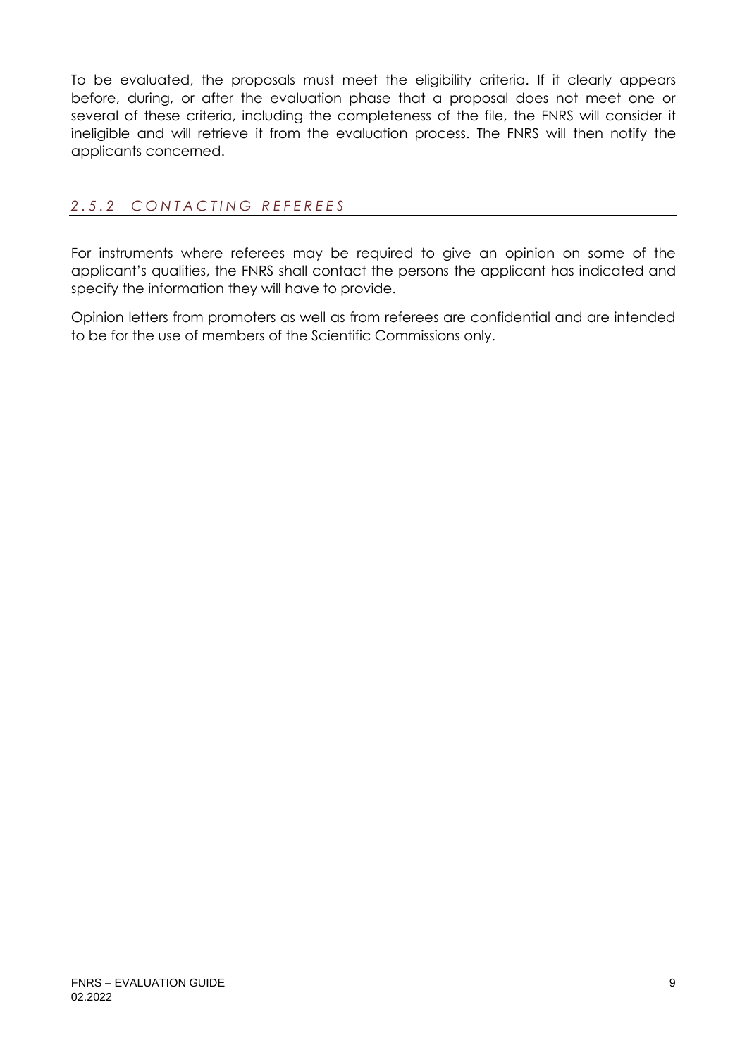To be evaluated, the proposals must meet the eligibility criteria. If it clearly appears before, during, or after the evaluation phase that a proposal does not meet one or several of these criteria, including the completeness of the file, the FNRS will consider it ineligible and will retrieve it from the evaluation process. The FNRS will then notify the applicants concerned.

### *2.5.2 CONTACTING REFEREES*

For instruments where referees may be required to give an opinion on some of the applicant's qualities, the FNRS shall contact the persons the applicant has indicated and specify the information they will have to provide.

Opinion letters from promoters as well as from referees are confidential and are intended to be for the use of members of the Scientific Commissions only.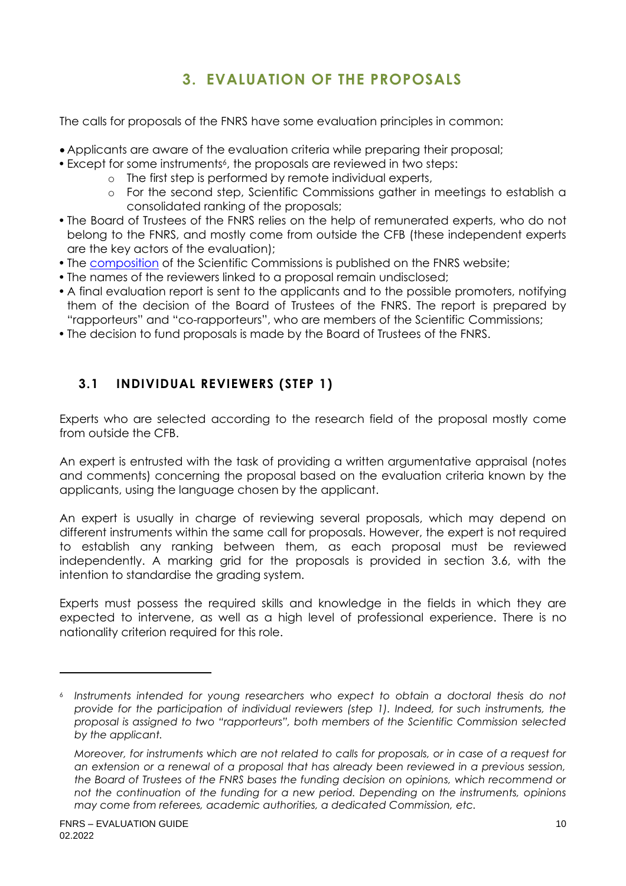# 3. EVALUATION OF THE PROPOSALS

The calls for proposals of the FNRS have some evaluation principles in common:

- Applicants are aware of the evaluation criteria while preparing their proposal;
- Except for some instruments[6], the proposals are reviewed in two steps:
    - The first step is performed by remote individual experts,
    - For the second step, Scientific Commissions gather in meetings to establish a consolidated ranking of the proposals;
- The Board of Trustees of the FNRS relies on the help of remunerated experts, who do not belong to the FNRS, and mostly come from outside the CFB (these independent experts are the key actors of the evaluation);
- The composition of the Scientific Commissions is published on the FNRS website;
- The names of the reviewers linked to a proposal remain undisclosed;
- A final evaluation report is sent to the applicants and to the possible promoters, notifying them of the decision of the Board of Trustees of the FNRS. The report is prepared by "rapporteurs" and "co-rapporteurs", who are members of the Scientific Commissions;
- The decision to fund proposals is made by the Board of Trustees of the FNRS.

## 3.1 INDIVIDUAL REVIEWERS (STEP 1)

Experts who are selected according to the research field of the proposal mostly come from outside the CFB.

An expert is entrusted with the task of providing a written argumentative appraisal (notes and comments) concerning the proposal based on the evaluation criteria known by the applicants, using the language chosen by the applicant.

An expert is usually in charge of reviewing several proposals, which may depend on different instruments within the same call for proposals. However, the expert is not required to establish any ranking between them, as each proposal must be reviewed independently. A marking grid for the proposals is provided in section 3.6, with the intention to standardise the grading system.

Experts must possess the required skills and knowledge in the fields in which they are expected to intervene, as well as a high level of professional experience. There is no nationality criterion required for this role.

---

[6] *Instruments intended for young researchers who expect to obtain a doctoral thesis do not provide for the participation of individual reviewers (step 1). Indeed, for such instruments, the proposal is assigned to two "rapporteurs", both members of the Scientific Commission selected by the applicant.*

*Moreover, for instruments which are not related to calls for proposals, or in case of a request for an extension or a renewal of a proposal that has already been reviewed in a previous session, the Board of Trustees of the FNRS bases the funding decision on opinions, which recommend or not the continuation of the funding for a new period. Depending on the instruments, opinions may come from referees, academic authorities, a dedicated Commission, etc.*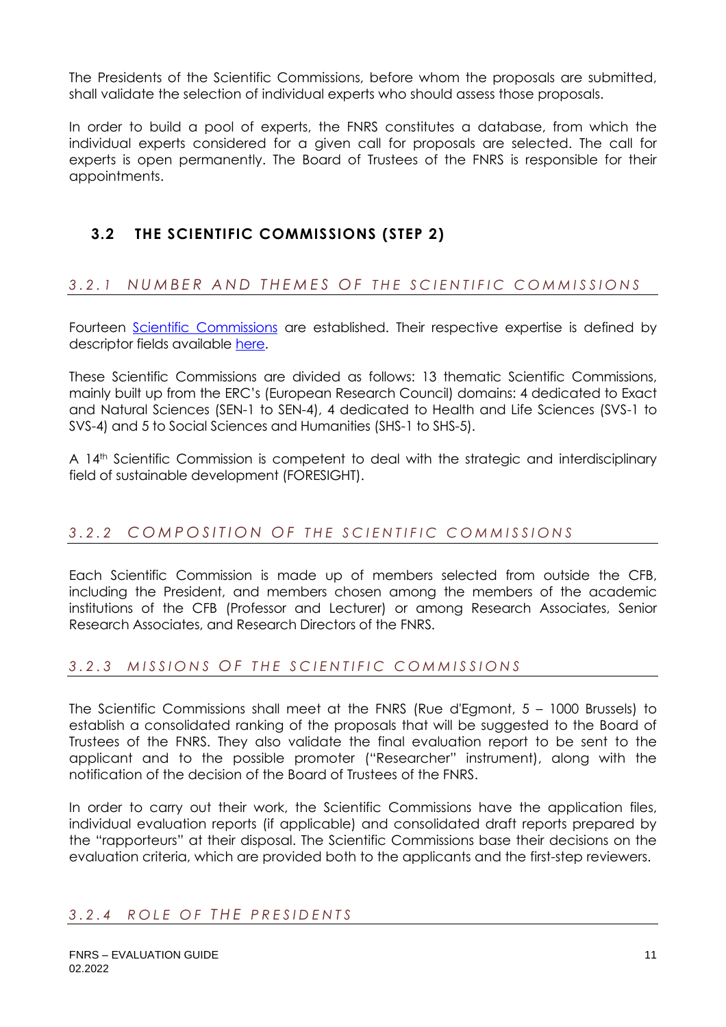The Presidents of the Scientific Commissions, before whom the proposals are submitted, shall validate the selection of individual experts who should assess those proposals.

In order to build a pool of experts, the FNRS constitutes a database, from which the individual experts considered for a given call for proposals are selected. The call for experts is open permanently. The Board of Trustees of the FNRS is responsible for their appointments.

## 3.2 THE SCIENTIFIC COMMISSIONS (STEP 2)

### *3.2.1 NUMBER AND THEMES OF THE SCIENTIFIC COMMISSIONS*

Fourteen Scientific Commissions are established. Their respective expertise is defined by descriptor fields available here.

These Scientific Commissions are divided as follows: 13 thematic Scientific Commissions, mainly built up from the ERC's (European Research Council) domains: 4 dedicated to Exact and Natural Sciences (SEN-1 to SEN-4), 4 dedicated to Health and Life Sciences (SVS-1 to SVS-4) and 5 to Social Sciences and Humanities (SHS-1 to SHS-5).

A 14th Scientific Commission is competent to deal with the strategic and interdisciplinary field of sustainable development (FORESIGHT).

### *3.2.2 COMPOSITION OF THE SCIENTIFIC COMMISSIONS*

Each Scientific Commission is made up of members selected from outside the CFB, including the President, and members chosen among the members of the academic institutions of the CFB (Professor and Lecturer) or among Research Associates, Senior Research Associates, and Research Directors of the FNRS.

### *3.2.3 MISSIONS OF THE SCIENTIFIC COMMISSIONS*

The Scientific Commissions shall meet at the FNRS (Rue d'Egmont, 5 – 1000 Brussels) to establish a consolidated ranking of the proposals that will be suggested to the Board of Trustees of the FNRS. They also validate the final evaluation report to be sent to the applicant and to the possible promoter ("Researcher" instrument), along with the notification of the decision of the Board of Trustees of the FNRS.

In order to carry out their work, the Scientific Commissions have the application files, individual evaluation reports (if applicable) and consolidated draft reports prepared by the "rapporteurs" at their disposal. The Scientific Commissions base their decisions on the evaluation criteria, which are provided both to the applicants and the first-step reviewers.

### *3.2.4 ROLE OF THE PRESIDENTS*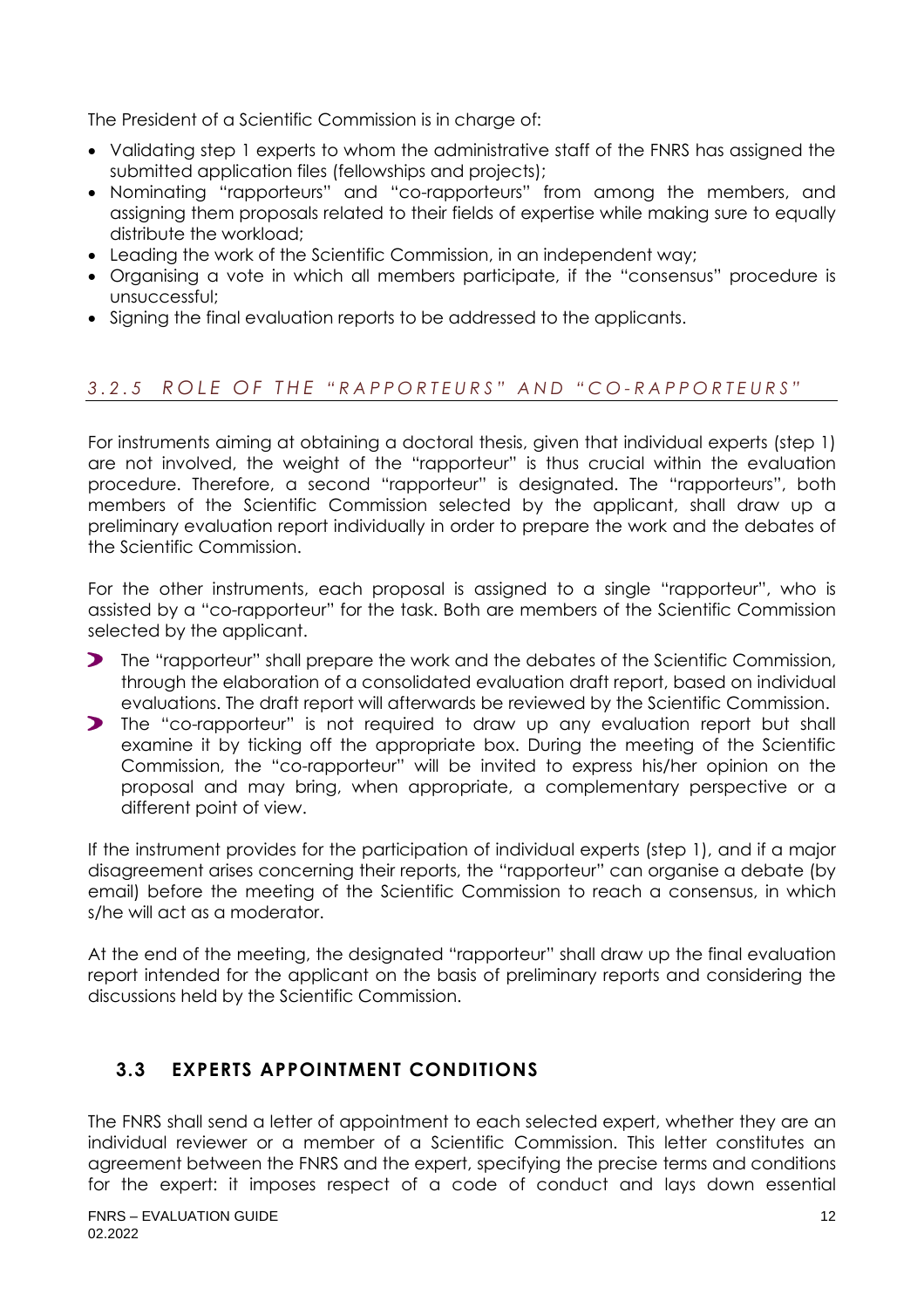The President of a Scientific Commission is in charge of:

- Validating step 1 experts to whom the administrative staff of the FNRS has assigned the submitted application files (fellowships and projects);
- Nominating "rapporteurs" and "co-rapporteurs" from among the members, and assigning them proposals related to their fields of expertise while making sure to equally distribute the workload;
- Leading the work of the Scientific Commission, in an independent way;
- Organising a vote in which all members participate, if the "consensus" procedure is unsuccessful;
- Signing the final evaluation reports to be addressed to the applicants.

### *3.2.5 ROLE OF THE "RAPPORTEURS" AND "CO-RAPPORTEURS"*

For instruments aiming at obtaining a doctoral thesis, given that individual experts (step 1) are not involved, the weight of the "rapporteur" is thus crucial within the evaluation procedure. Therefore, a second "rapporteur" is designated. The "rapporteurs", both members of the Scientific Commission selected by the applicant, shall draw up a preliminary evaluation report individually in order to prepare the work and the debates of the Scientific Commission.

For the other instruments, each proposal is assigned to a single "rapporteur", who is assisted by a "co-rapporteur" for the task. Both are members of the Scientific Commission selected by the applicant.

- The "rapporteur" shall prepare the work and the debates of the Scientific Commission, through the elaboration of a consolidated evaluation draft report, based on individual evaluations. The draft report will afterwards be reviewed by the Scientific Commission.
- The "co-rapporteur" is not required to draw up any evaluation report but shall examine it by ticking off the appropriate box. During the meeting of the Scientific Commission, the "co-rapporteur" will be invited to express his/her opinion on the proposal and may bring, when appropriate, a complementary perspective or a different point of view.

If the instrument provides for the participation of individual experts (step 1), and if a major disagreement arises concerning their reports, the "rapporteur" can organise a debate (by email) before the meeting of the Scientific Commission to reach a consensus, in which s/he will act as a moderator.

At the end of the meeting, the designated "rapporteur" shall draw up the final evaluation report intended for the applicant on the basis of preliminary reports and considering the discussions held by the Scientific Commission.

## 3.3 EXPERTS APPOINTMENT CONDITIONS

The FNRS shall send a letter of appointment to each selected expert, whether they are an individual reviewer or a member of a Scientific Commission. This letter constitutes an agreement between the FNRS and the expert, specifying the precise terms and conditions for the expert: it imposes respect of a code of conduct and lays down essential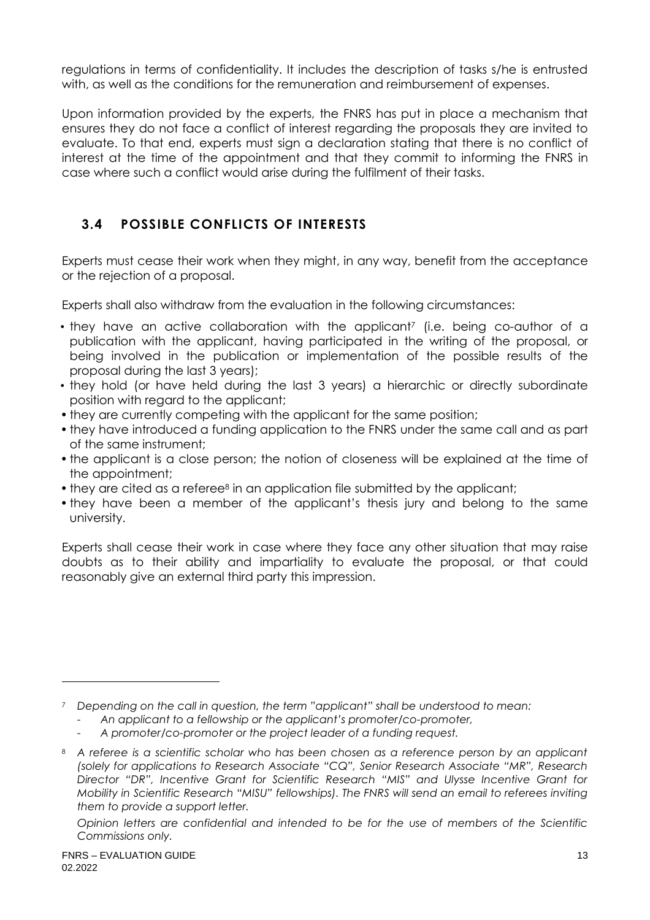regulations in terms of confidentiality. It includes the description of tasks s/he is entrusted with, as well as the conditions for the remuneration and reimbursement of expenses.

Upon information provided by the experts, the FNRS has put in place a mechanism that ensures they do not face a conflict of interest regarding the proposals they are invited to evaluate. To that end, experts must sign a declaration stating that there is no conflict of interest at the time of the appointment and that they commit to informing the FNRS in case where such a conflict would arise during the fulfilment of their tasks.

## 3.4 POSSIBLE CONFLICTS OF INTERESTS

Experts must cease their work when they might, in any way, benefit from the acceptance or the rejection of a proposal.

Experts shall also withdraw from the evaluation in the following circumstances:

- they have an active collaboration with the applicant[7] (i.e. being co-author of a publication with the applicant, having participated in the writing of the proposal, or being involved in the publication or implementation of the possible results of the proposal during the last 3 years);
- they hold (or have held during the last 3 years) a hierarchic or directly subordinate position with regard to the applicant;
- they are currently competing with the applicant for the same position;
- they have introduced a funding application to the FNRS under the same call and as part of the same instrument;
- the applicant is a close person; the notion of closeness will be explained at the time of the appointment;
- they are cited as a referee[8] in an application file submitted by the applicant;
- they have been a member of the applicant's thesis jury and belong to the same university.

Experts shall cease their work in case where they face any other situation that may raise doubts as to their ability and impartiality to evaluate the proposal, or that could reasonably give an external third party this impression.

---

[7] *Depending on the call in question, the term "applicant" shall be understood to mean:*
- *An applicant to a fellowship or the applicant's promoter/co-promoter,*
- *A promoter/co-promoter or the project leader of a funding request.*

[8] *A referee is a scientific scholar who has been chosen as a reference person by an applicant (solely for applications to Research Associate "CQ", Senior Research Associate "MR", Research Director "DR", Incentive Grant for Scientific Research "MIS" and Ulysse Incentive Grant for Mobility in Scientific Research "MISU" fellowships). The FNRS will send an email to referees inviting them to provide a support letter.*

*Opinion letters are confidential and intended to be for the use of members of the Scientific Commissions only.*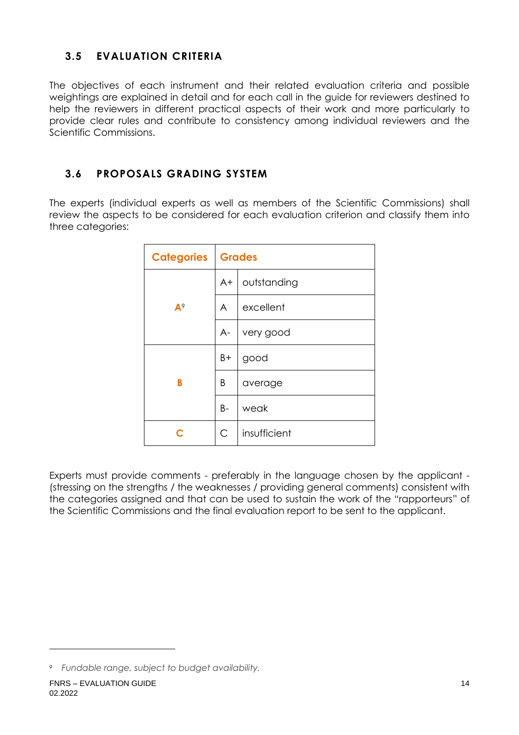### 3.5 EVALUATION CRITERIA

The objectives of each instrument and their related evaluation criteria and possible weightings are explained in detail and for each call in the guide for reviewers destined to help the reviewers in different practical aspects of their work and more particularly to provide clear rules and contribute to consistency among individual reviewers and the Scientific Commissions.

### 3.6 PROPOSALS GRADING SYSTEM

The experts (individual experts as well as members of the Scientific Commissions) shall review the aspects to be considered for each evaluation criterion and classify them into three categories:

| Categories | Grades | |
|---|---|---|
| A[9] | A+ | outstanding |
| | A | excellent |
| | A- | very good |
| B | B+ | good |
| | B | average |
| | B- | weak |
| C | C | insufficient |

Experts must provide comments - preferably in the language chosen by the applicant - (stressing on the strengths / the weaknesses / providing general comments) consistent with the categories assigned and that can be used to sustain the work of the "rapporteurs" of the Scientific Commissions and the final evaluation report to be sent to the applicant.

[9] *Fundable range, subject to budget availability.*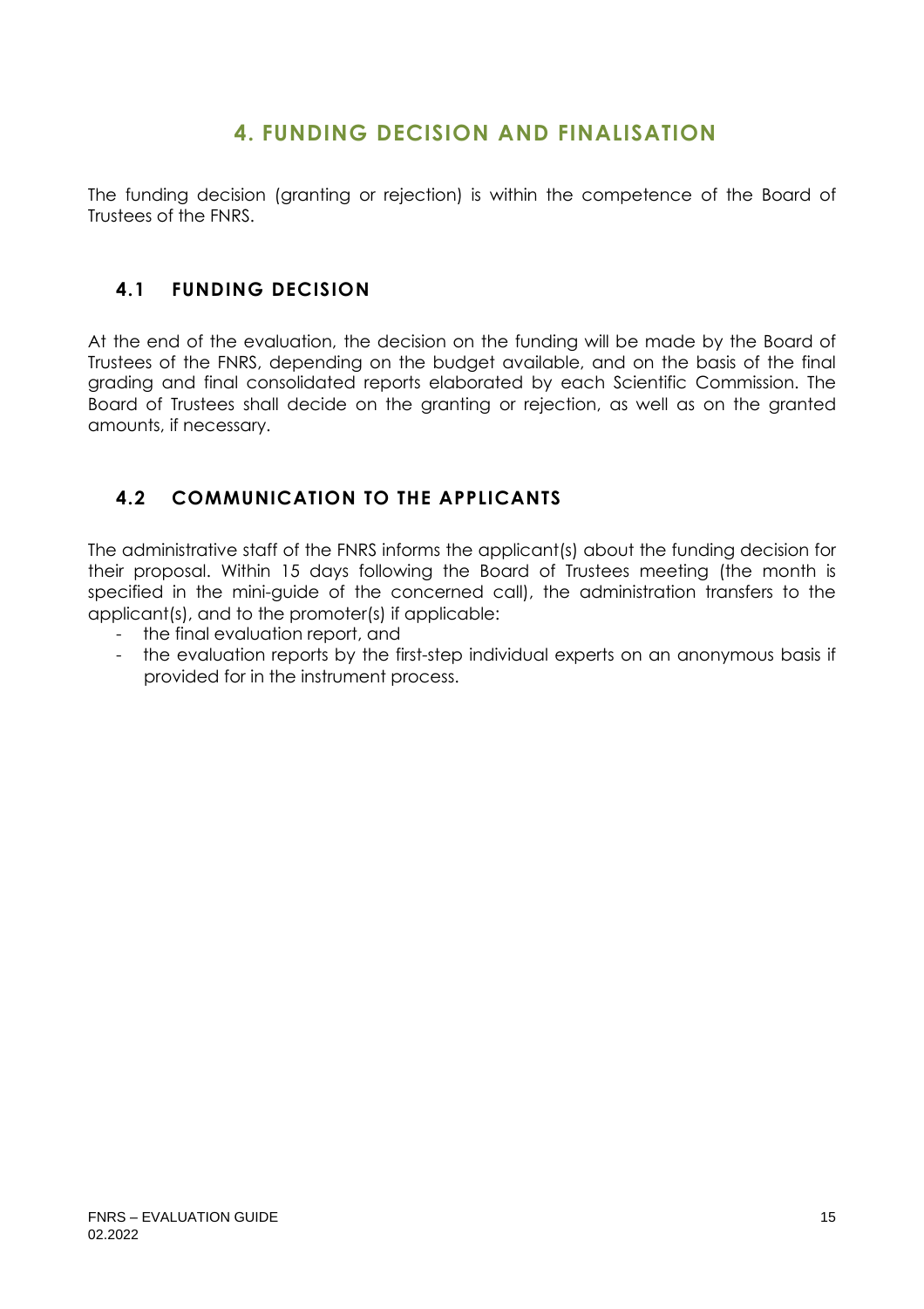# 4. FUNDING DECISION AND FINALISATION

The funding decision (granting or rejection) is within the competence of the Board of Trustees of the FNRS.

## 4.1 FUNDING DECISION

At the end of the evaluation, the decision on the funding will be made by the Board of Trustees of the FNRS, depending on the budget available, and on the basis of the final grading and final consolidated reports elaborated by each Scientific Commission. The Board of Trustees shall decide on the granting or rejection, as well as on the granted amounts, if necessary.

## 4.2 COMMUNICATION TO THE APPLICANTS

The administrative staff of the FNRS informs the applicant(s) about the funding decision for their proposal. Within 15 days following the Board of Trustees meeting (the month is specified in the mini-guide of the concerned call), the administration transfers to the applicant(s), and to the promoter(s) if applicable:

- the final evaluation report, and
- the evaluation reports by the first-step individual experts on an anonymous basis if provided for in the instrument process.